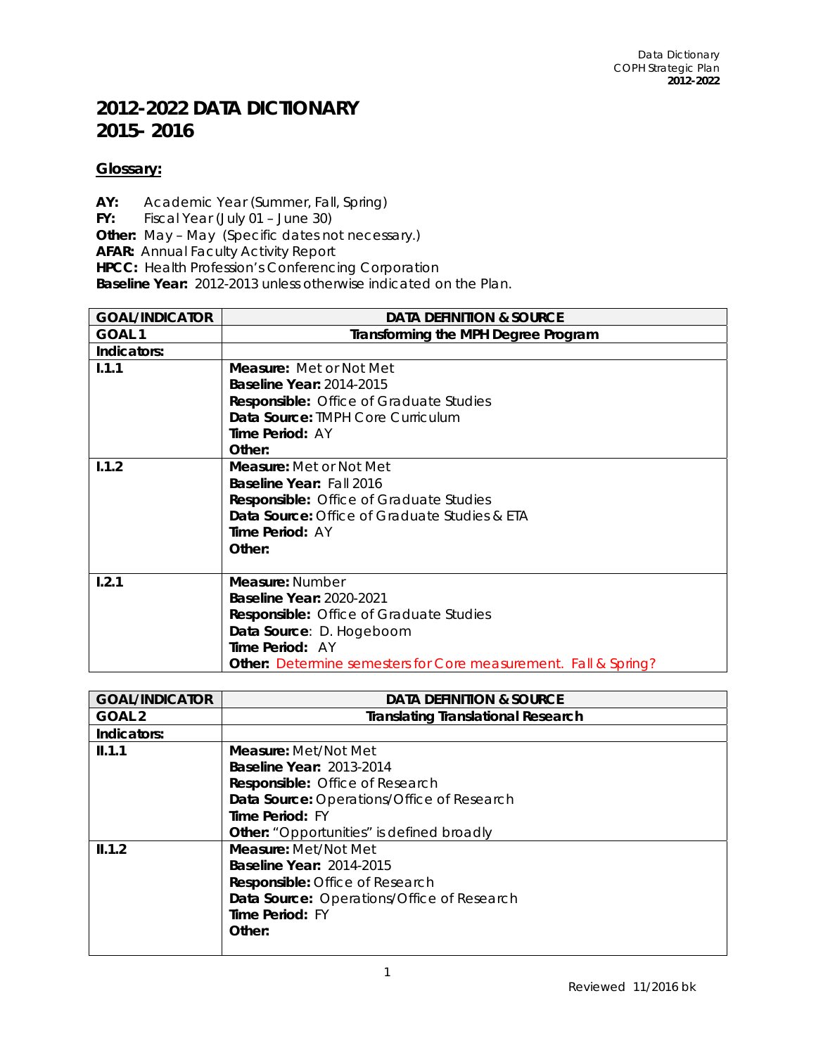# 2012-2022 DATA DICTIONARY
# 2015- 2016

## Glossary:

**AY:** Academic Year (Summer, Fall, Spring)
**FY:** Fiscal Year (July 01 – June 30)
**Other:** May – May (Specific dates not necessary.)
**AFAR:** Annual Faculty Activity Report
**HPCC:** Health Profession's Conferencing Corporation
**Baseline Year:** 2012-2013 unless otherwise indicated on the Plan.

| GOAL/INDICATOR | DATA DEFINITION & SOURCE |
|---|---|
| **GOAL 1** | **Transforming the MPH Degree Program** |
| **Indicators:** | |
| **I.1.1** | **Measure:** Met or Not Met<br>**Baseline Year:** 2014-2015<br>**Responsible:** Office of Graduate Studies<br>**Data Source:** TMPH Core Curriculum<br>**Time Period:** AY<br>**Other:** |
| **I.1.2** | **Measure:** Met or Not Met<br>**Baseline Year:** Fall 2016<br>**Responsible:** Office of Graduate Studies<br>**Data Source:** Office of Graduate Studies & ETA<br>**Time Period:** AY<br>**Other:** |
| **I.2.1** | **Measure:** Number<br>**Baseline Year:** 2020-2021<br>**Responsible:** Office of Graduate Studies<br>**Data Source**: D. Hogeboom<br>**Time Period:** AY<br>**Other:** Determine semesters for Core measurement. Fall & Spring? |

| GOAL/INDICATOR | DATA DEFINITION & SOURCE |
|---|---|
| **GOAL 2** | **Translating Translational Research** |
| **Indicators:** | |
| **II.1.1** | **Measure:** Met/Not Met<br>**Baseline Year:** 2013-2014<br>**Responsible:** Office of Research<br>**Data Source:** Operations/Office of Research<br>**Time Period:** FY<br>**Other:** "Opportunities" is defined broadly |
| **II.1.2** | **Measure:** Met/Not Met<br>**Baseline Year:** 2014-2015<br>**Responsible:** Office of Research<br>**Data Source:** Operations/Office of Research<br>**Time Period:** FY<br>**Other:** |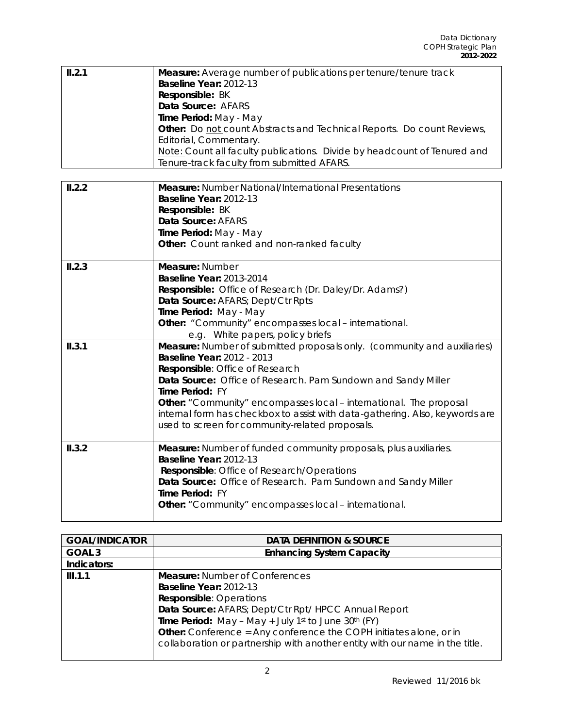| | |
|---|---|
| **II.2.1** | **Measure:** Average number of publications per tenure/tenure track<br>**Baseline Year:** 2012-13<br>**Responsible:** BK<br>**Data Source:** AFARS<br>**Time Period:** May - May<br>**Other:** Do not count Abstracts and Technical Reports. Do count Reviews, Editorial, Commentary.<br>Note: Count all faculty publications. Divide by headcount of Tenured and Tenure-track faculty from submitted AFARS. |

| | |
|---|---|
| **II.2.2** | **Measure:** Number National/International Presentations<br>**Baseline Year:** 2012-13<br>**Responsible:** BK<br>**Data Source:** AFARS<br>**Time Period:** May - May<br>**Other:** Count ranked and non-ranked faculty |
| **II.2.3** | **Measure:** Number<br>**Baseline Year:** 2013-2014<br>**Responsible:** Office of Research (Dr. Daley/Dr. Adams?)<br>**Data Source:** AFARS; Dept/Ctr Rpts<br>**Time Period:** May - May<br>**Other:** "Community" encompasses local – international.<br>e.g. White papers, policy briefs |
| **II.3.1** | **Measure:** Number of submitted proposals only. (community and auxiliaries)<br>**Baseline Year:** 2012 - 2013<br>**Responsible**: Office of Research<br>**Data Source:** Office of Research. Pam Sundown and Sandy Miller<br>**Time Period:** FY<br>**Other:** "Community" encompasses local – international. The proposal internal form has checkbox to assist with data-gathering. Also, keywords are used to screen for community-related proposals. |
| **II.3.2** | **Measure:** Number of funded community proposals, plus auxiliaries.<br>**Baseline Year:** 2012-13<br>**Responsible**: Office of Research/Operations<br>**Data Source:** Office of Research. Pam Sundown and Sandy Miller<br>**Time Period:** FY<br>**Other:** "Community" encompasses local – international. |

| GOAL/INDICATOR | DATA DEFINITION & SOURCE |
|---|---|
| **GOAL 3** | **Enhancing System Capacity** |
| **Indicators:** | |
| **III.1.1** | **Measure:** Number of Conferences<br>**Baseline Year:** 2012-13<br>**Responsible**: Operations<br>**Data Source:** AFARS; Dept/Ctr Rpt/ HPCC Annual Report<br>**Time Period:** May – May + July 1st to June 30th (FY)<br>**Other:** Conference = Any conference the COPH initiates alone, or in collaboration or partnership with another entity with our name in the title. |

Reviewed 11/2016 bk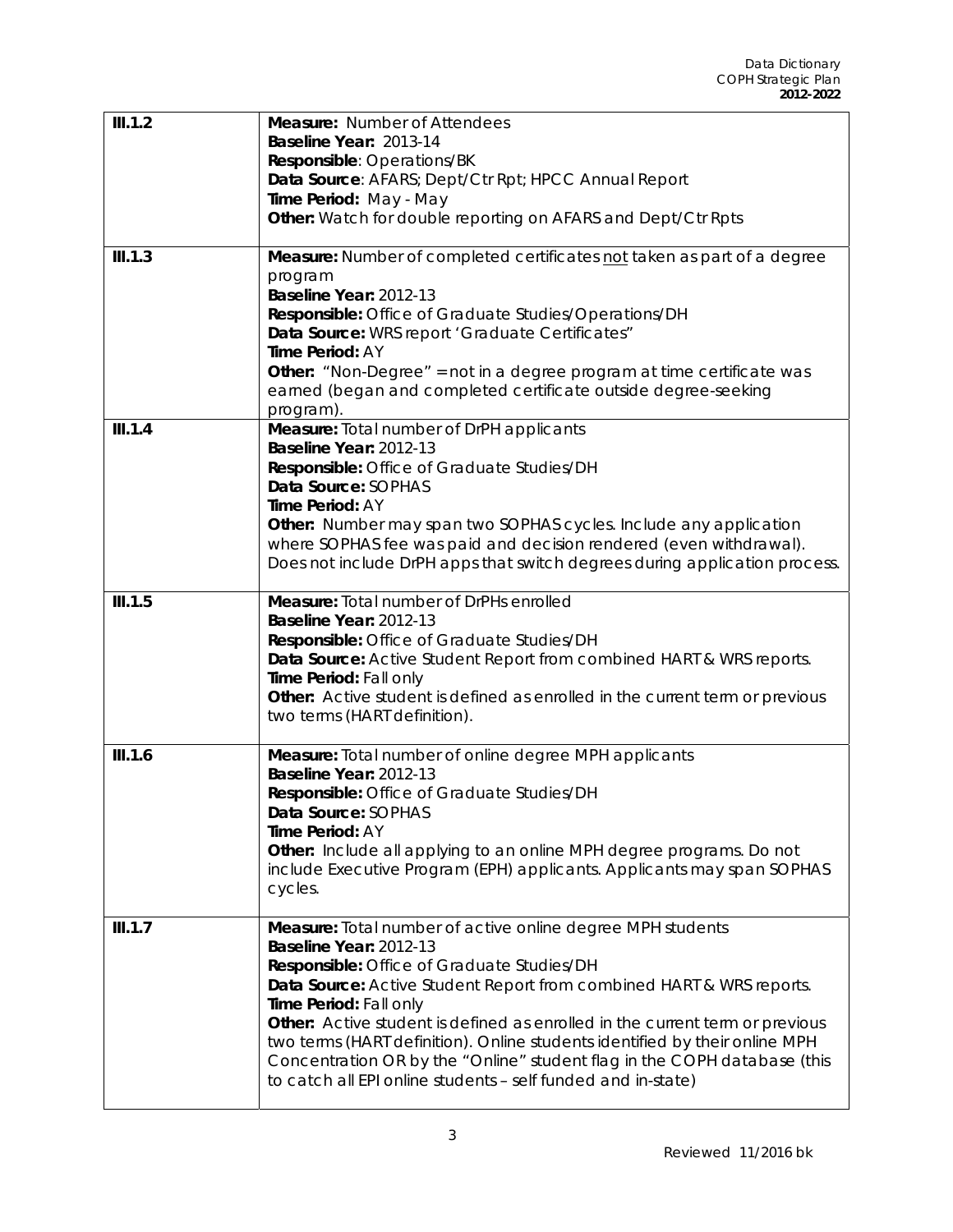| | |
|---|---|
| III.1.2 | **Measure:** Number of Attendees<br>**Baseline Year:** 2013-14<br>**Responsible**: Operations/BK<br>**Data Source**: AFARS; Dept/Ctr Rpt; HPCC Annual Report<br>**Time Period:** May - May<br>**Other:** Watch for double reporting on AFARS and Dept/Ctr Rpts |
| III.1.3 | **Measure:** Number of completed certificates <u>not</u> taken as part of a degree program<br>**Baseline Year:** 2012-13<br>**Responsible:** Office of Graduate Studies/Operations/DH<br>**Data Source:** WRS report 'Graduate Certificates"<br>**Time Period:** AY<br>**Other:** "Non-Degree" = not in a degree program at time certificate was earned (began and completed certificate outside degree-seeking program). |
| III.1.4 | **Measure:** Total number of DrPH applicants<br>**Baseline Year:** 2012-13<br>**Responsible:** Office of Graduate Studies/DH<br>**Data Source:** SOPHAS<br>**Time Period:** AY<br>**Other:** Number may span two SOPHAS cycles. Include any application where SOPHAS fee was paid and decision rendered (even withdrawal). Does not include DrPH apps that switch degrees during application process. |
| III.1.5 | **Measure:** Total number of DrPHs enrolled<br>**Baseline Year:** 2012-13<br>**Responsible:** Office of Graduate Studies/DH<br>**Data Source:** Active Student Report from combined HART & WRS reports.<br>**Time Period:** Fall only<br>**Other:** Active student is defined as enrolled in the current term or previous two terms (HART definition). |
| III.1.6 | **Measure:** Total number of online degree MPH applicants<br>**Baseline Year:** 2012-13<br>**Responsible:** Office of Graduate Studies/DH<br>**Data Source:** SOPHAS<br>**Time Period:** AY<br>**Other:** Include all applying to an online MPH degree programs. Do not include Executive Program (EPH) applicants. Applicants may span SOPHAS cycles. |
| III.1.7 | **Measure:** Total number of active online degree MPH students<br>**Baseline Year:** 2012-13<br>**Responsible:** Office of Graduate Studies/DH<br>**Data Source:** Active Student Report from combined HART & WRS reports.<br>**Time Period:** Fall only<br>**Other:** Active student is defined as enrolled in the current term or previous two terms (HART definition). Online students identified by their online MPH Concentration OR by the "Online" student flag in the COPH database (this to catch all EPI online students – self funded and in-state) |

Reviewed 11/2016 bk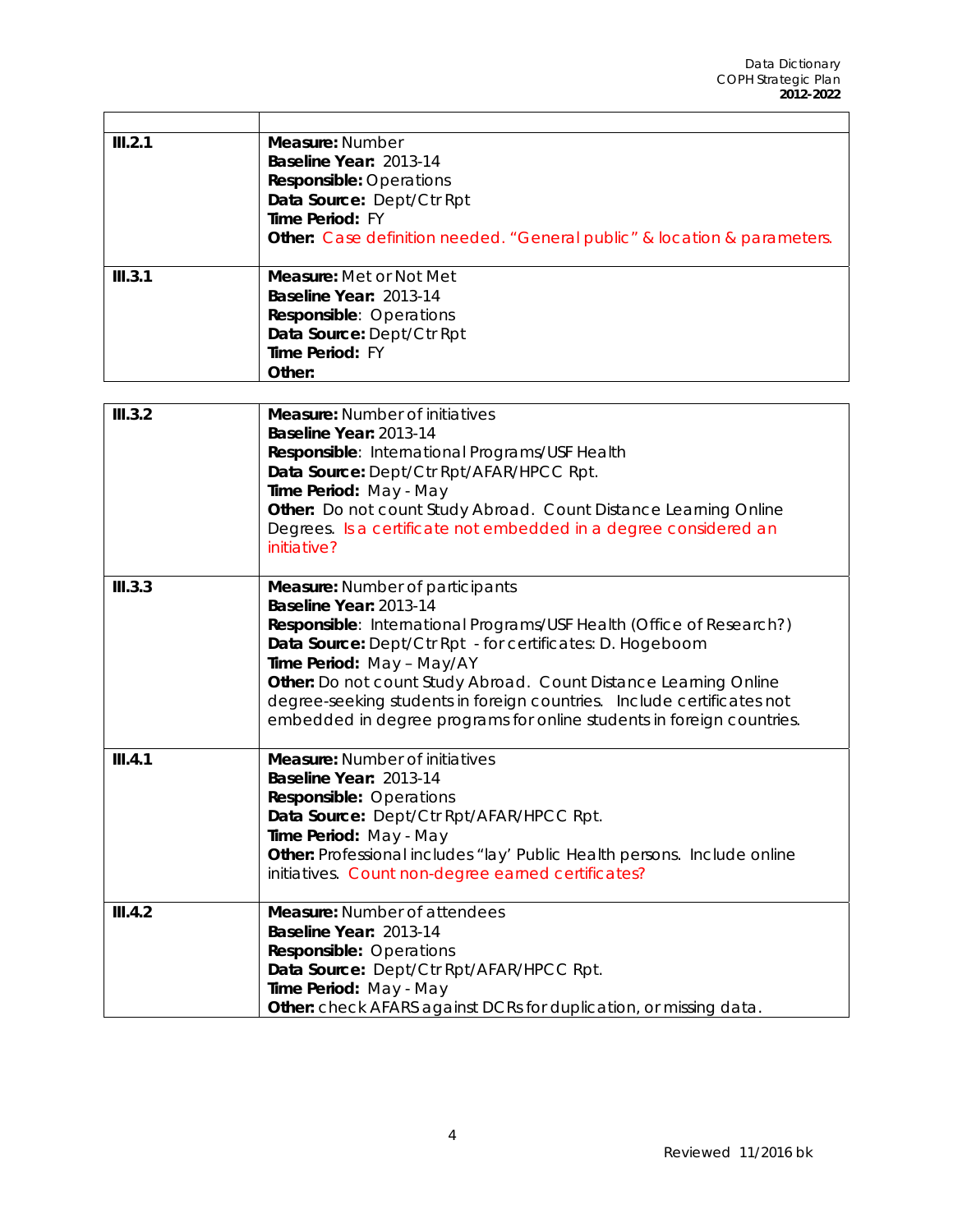| | |
|---|---|
| **III.2.1** | **Measure:** Number<br>**Baseline Year:** 2013-14<br>**Responsible:** Operations<br>**Data Source:** Dept/Ctr Rpt<br>**Time Period:** FY<br>**Other:** Case definition needed. "General public" & location & parameters. |
| **III.3.1** | **Measure:** Met or Not Met<br>**Baseline Year:** 2013-14<br>**Responsible**: Operations<br>**Data Source:** Dept/Ctr Rpt<br>**Time Period:** FY<br>**Other:** |

| | |
|---|---|
| **III.3.2** | **Measure:** Number of initiatives<br>**Baseline Year:** 2013-14<br>**Responsible**: International Programs/USF Health<br>**Data Source:** Dept/Ctr Rpt/AFAR/HPCC Rpt.<br>**Time Period:** May - May<br>**Other:** Do not count Study Abroad. Count Distance Learning Online Degrees. Is a certificate not embedded in a degree considered an initiative? |
| **III.3.3** | **Measure:** Number of participants<br>**Baseline Year:** 2013-14<br>**Responsible**: International Programs/USF Health (Office of Research?)<br>**Data Source:** Dept/Ctr Rpt - for certificates: D. Hogeboom<br>**Time Period:** May – May/AY<br>**Other:** Do not count Study Abroad. Count Distance Learning Online degree-seeking students in foreign countries. Include certificates not embedded in degree programs for online students in foreign countries. |
| **III.4.1** | **Measure:** Number of initiatives<br>**Baseline Year:** 2013-14<br>**Responsible:** Operations<br>**Data Source:** Dept/Ctr Rpt/AFAR/HPCC Rpt.<br>**Time Period:** May - May<br>**Other:** Professional includes "lay' Public Health persons. Include online initiatives. Count non-degree earned certificates? |
| **III.4.2** | **Measure:** Number of attendees<br>**Baseline Year:** 2013-14<br>**Responsible:** Operations<br>**Data Source:** Dept/Ctr Rpt/AFAR/HPCC Rpt.<br>**Time Period:** May - May<br>**Other:** check AFARS against DCRs for duplication, or missing data. |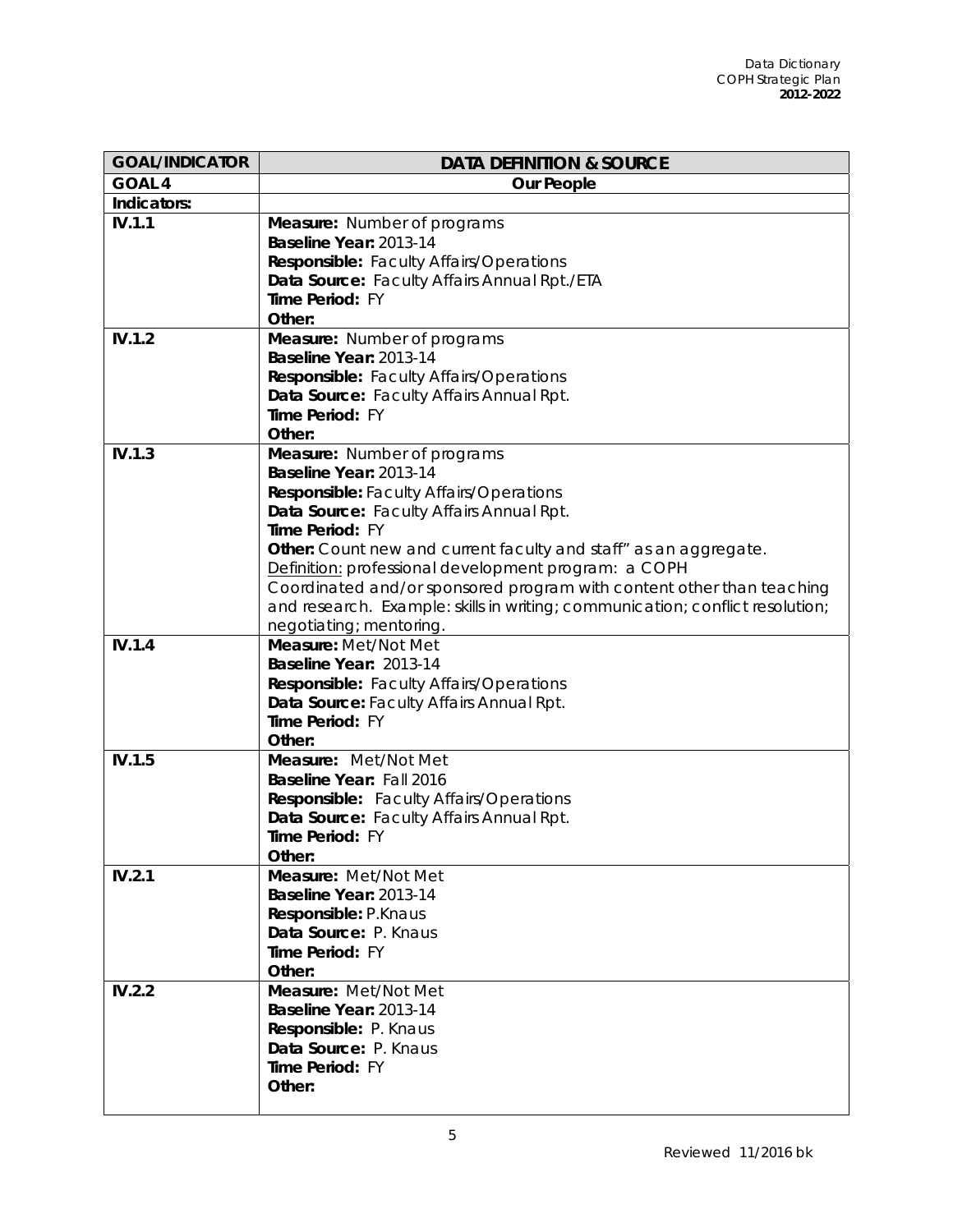| GOAL/INDICATOR | DATA DEFINITION & SOURCE |
|---|---|
| **GOAL 4** | **Our People** |
| **Indicators:** | |
| **IV.1.1** | **Measure:** Number of programs<br>**Baseline Year:** 2013-14<br>**Responsible:** Faculty Affairs/Operations<br>**Data Source:** Faculty Affairs Annual Rpt./ETA<br>**Time Period:** FY<br>**Other:** |
| **IV.1.2** | **Measure:** Number of programs<br>**Baseline Year:** 2013-14<br>**Responsible:** Faculty Affairs/Operations<br>**Data Source:** Faculty Affairs Annual Rpt.<br>**Time Period:** FY<br>**Other:** |
| **IV.1.3** | **Measure:** Number of programs<br>**Baseline Year:** 2013-14<br>**Responsible:** Faculty Affairs/Operations<br>**Data Source:** Faculty Affairs Annual Rpt.<br>**Time Period:** FY<br>**Other:** Count new and current faculty and staff" as an aggregate.<br><u>Definition:</u> professional development program: a COPH Coordinated and/or sponsored program with content other than teaching and research. Example: skills in writing; communication; conflict resolution; negotiating; mentoring. |
| **IV.1.4** | **Measure:** Met/Not Met<br>**Baseline Year:** 2013-14<br>**Responsible:** Faculty Affairs/Operations<br>**Data Source:** Faculty Affairs Annual Rpt.<br>**Time Period:** FY<br>**Other:** |
| **IV.1.5** | **Measure:** Met/Not Met<br>**Baseline Year:** Fall 2016<br>**Responsible:** Faculty Affairs/Operations<br>**Data Source:** Faculty Affairs Annual Rpt.<br>**Time Period:** FY<br>**Other:** |
| **IV.2.1** | **Measure:** Met/Not Met<br>**Baseline Year:** 2013-14<br>**Responsible:** P.Knaus<br>**Data Source:** P. Knaus<br>**Time Period:** FY<br>**Other:** |
| **IV.2.2** | **Measure:** Met/Not Met<br>**Baseline Year:** 2013-14<br>**Responsible:** P. Knaus<br>**Data Source:** P. Knaus<br>**Time Period:** FY<br>**Other:** |

Reviewed 11/2016 bk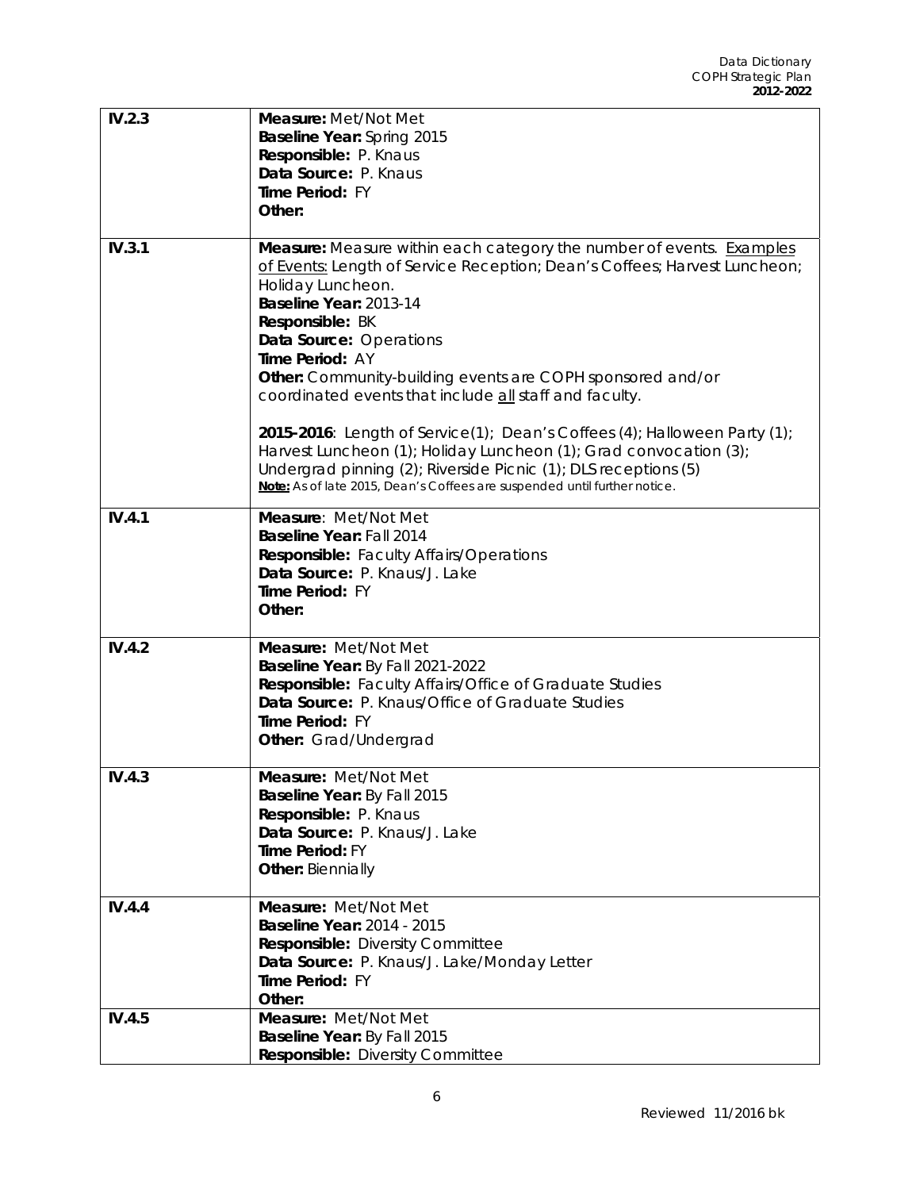| | |
|---|---|
| **IV.2.3** | **Measure:** Met/Not Met<br>**Baseline Year:** Spring 2015<br>**Responsible:** P. Knaus<br>**Data Source:** P. Knaus<br>**Time Period:** FY<br>**Other:** |
| **IV.3.1** | **Measure:** Measure within each category the number of events. Examples of Events: Length of Service Reception; Dean's Coffees; Harvest Luncheon; Holiday Luncheon.<br>**Baseline Year:** 2013-14<br>**Responsible:** BK<br>**Data Source:** Operations<br>**Time Period:** AY<br>**Other:** Community-building events are COPH sponsored and/or coordinated events that include all staff and faculty.<br><br>**2015-2016**: Length of Service(1); Dean's Coffees (4); Halloween Party (1); Harvest Luncheon (1); Holiday Luncheon (1); Grad convocation (3); Undergrad pinning (2); Riverside Picnic (1); DLS receptions (5)<br>**Note:** As of late 2015, Dean's Coffees are suspended until further notice. |
| **IV.4.1** | **Measure**: Met/Not Met<br>**Baseline Year:** Fall 2014<br>**Responsible:** Faculty Affairs/Operations<br>**Data Source:** P. Knaus/J. Lake<br>**Time Period:** FY<br>**Other:** |
| **IV.4.2** | **Measure:** Met/Not Met<br>**Baseline Year:** By Fall 2021-2022<br>**Responsible:** Faculty Affairs/Office of Graduate Studies<br>**Data Source:** P. Knaus/Office of Graduate Studies<br>**Time Period:** FY<br>**Other:** Grad/Undergrad |
| **IV.4.3** | **Measure:** Met/Not Met<br>**Baseline Year:** By Fall 2015<br>**Responsible:** P. Knaus<br>**Data Source:** P. Knaus/J. Lake<br>**Time Period:** FY<br>**Other:** Biennially |
| **IV.4.4** | **Measure:** Met/Not Met<br>**Baseline Year:** 2014 - 2015<br>**Responsible:** Diversity Committee<br>**Data Source:** P. Knaus/J. Lake/Monday Letter<br>**Time Period:** FY<br>**Other:** |
| **IV.4.5** | **Measure:** Met/Not Met<br>**Baseline Year:** By Fall 2015<br>**Responsible:** Diversity Committee |

Reviewed 11/2016 bk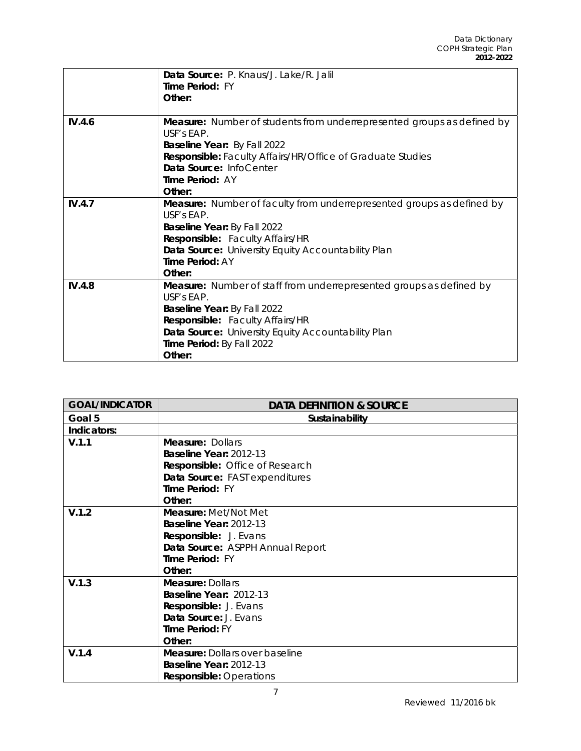| | |
|---|---|
| | **Data Source:** P. Knaus/J. Lake/R. Jalil<br>**Time Period:** FY<br>**Other:** |
| **IV.4.6** | **Measure:** Number of students from underrepresented groups as defined by USF's EAP.<br>**Baseline Year:** By Fall 2022<br>**Responsible:** Faculty Affairs/HR/Office of Graduate Studies<br>**Data Source:** InfoCenter<br>**Time Period:** AY<br>**Other:** |
| **IV.4.7** | **Measure:** Number of faculty from underrepresented groups as defined by USF's EAP.<br>**Baseline Year:** By Fall 2022<br>**Responsible:** Faculty Affairs/HR<br>**Data Source:** University Equity Accountability Plan<br>**Time Period:** AY<br>**Other:** |
| **IV.4.8** | **Measure:** Number of staff from underrepresented groups as defined by USF's EAP.<br>**Baseline Year:** By Fall 2022<br>**Responsible:** Faculty Affairs/HR<br>**Data Source:** University Equity Accountability Plan<br>**Time Period:** By Fall 2022<br>**Other:** |

| GOAL/INDICATOR | DATA DEFINITION & SOURCE |
|---|---|
| **Goal 5** | **Sustainability** |
| **Indicators:** | |
| **V.1.1** | **Measure:** Dollars<br>**Baseline Year:** 2012-13<br>**Responsible:** Office of Research<br>**Data Source:** FAST expenditures<br>**Time Period:** FY<br>**Other:** |
| **V.1.2** | **Measure:** Met/Not Met<br>**Baseline Year:** 2012-13<br>**Responsible:** J. Evans<br>**Data Source:** ASPPH Annual Report<br>**Time Period:** FY<br>**Other:** |
| **V.1.3** | **Measure:** Dollars<br>**Baseline Year:** 2012-13<br>**Responsible:** J. Evans<br>**Data Source:** J. Evans<br>**Time Period:** FY<br>**Other:** |
| **V.1.4** | **Measure:** Dollars over baseline<br>**Baseline Year:** 2012-13<br>**Responsible:** Operations |

Reviewed 11/2016 bk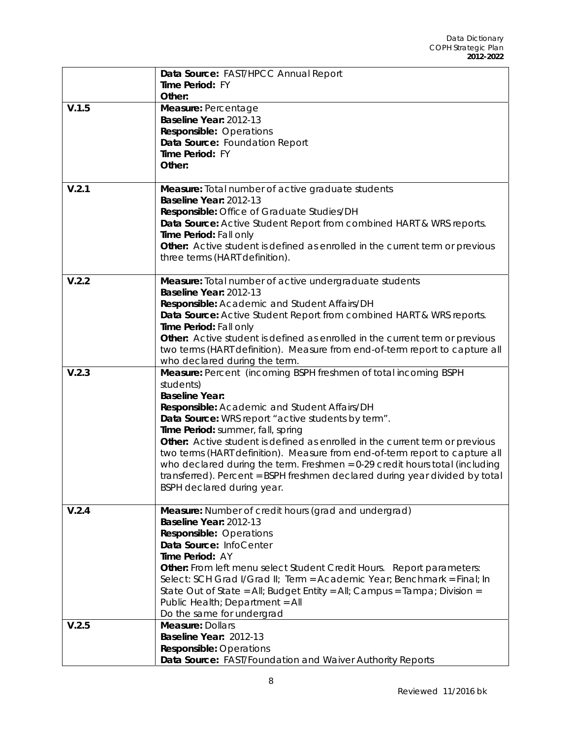| | |
|---|---|
| | **Data Source:** FAST/HPCC Annual Report<br>**Time Period:** FY<br>**Other:** |
| **V.1.5** | **Measure:** Percentage<br>**Baseline Year:** 2012-13<br>**Responsible:** Operations<br>**Data Source:** Foundation Report<br>**Time Period:** FY<br>**Other:** |
| **V.2.1** | **Measure:** Total number of active graduate students<br>**Baseline Year:** 2012-13<br>**Responsible:** Office of Graduate Studies/DH<br>**Data Source:** Active Student Report from combined HART & WRS reports.<br>**Time Period:** Fall only<br>**Other:** Active student is defined as enrolled in the current term or previous three terms (HART definition). |
| **V.2.2** | **Measure:** Total number of active undergraduate students<br>**Baseline Year:** 2012-13<br>**Responsible:** Academic and Student Affairs/DH<br>**Data Source:** Active Student Report from combined HART & WRS reports.<br>**Time Period:** Fall only<br>**Other:** Active student is defined as enrolled in the current term or previous two terms (HART definition). Measure from end-of-term report to capture all who declared during the term. |
| **V.2.3** | **Measure:** Percent (incoming BSPH freshmen of total incoming BSPH students)<br>**Baseline Year:**<br>**Responsible:** Academic and Student Affairs/DH<br>**Data Source:** WRS report "active students by term".<br>**Time Period:** summer, fall, spring<br>**Other:** Active student is defined as enrolled in the current term or previous two terms (HART definition). Measure from end-of-term report to capture all who declared during the term. Freshmen = 0-29 credit hours total (including transferred). Percent = BSPH freshmen declared during year divided by total BSPH declared during year. |
| **V.2.4** | **Measure:** Number of credit hours (grad and undergrad)<br>**Baseline Year:** 2012-13<br>**Responsible:** Operations<br>**Data Source:** InfoCenter<br>**Time Period:** AY<br>**Other:** From left menu select Student Credit Hours. Report parameters: Select: SCH Grad I/Grad II; Term = Academic Year; Benchmark = Final; In State Out of State = All; Budget Entity = All; Campus = Tampa; Division = Public Health; Department = All<br>Do the same for undergrad |
| **V.2.5** | **Measure:** Dollars<br>**Baseline Year:** 2012-13<br>**Responsible:** Operations<br>**Data Source:** FAST/Foundation and Waiver Authority Reports |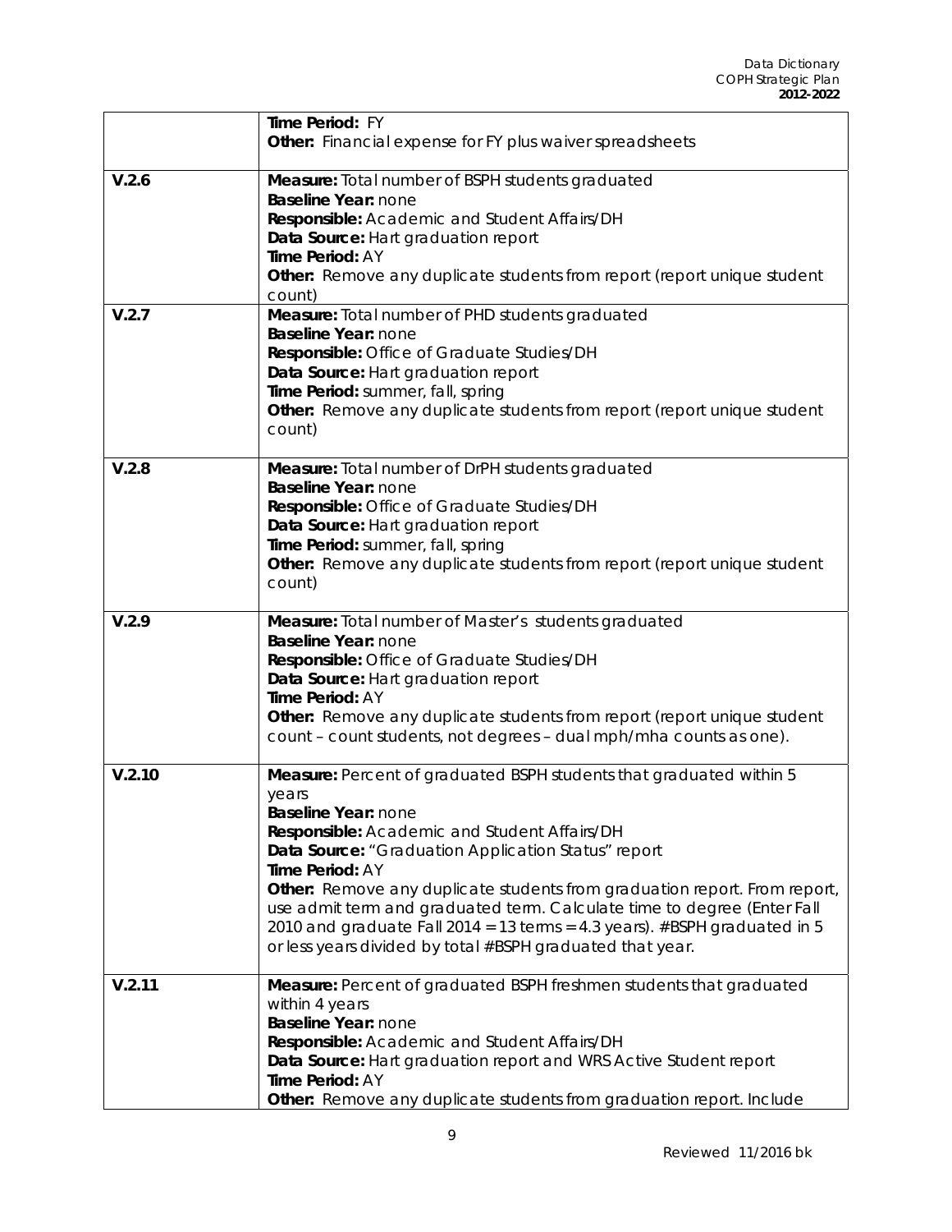| | |
|---|---|
| | **Time Period:** FY<br>**Other:** Financial expense for FY plus waiver spreadsheets |
| **V.2.6** | **Measure:** Total number of BSPH students graduated<br>**Baseline Year:** none<br>**Responsible:** Academic and Student Affairs/DH<br>**Data Source:** Hart graduation report<br>**Time Period:** AY<br>**Other:** Remove any duplicate students from report (report unique student count) |
| **V.2.7** | **Measure:** Total number of PHD students graduated<br>**Baseline Year:** none<br>**Responsible:** Office of Graduate Studies/DH<br>**Data Source:** Hart graduation report<br>**Time Period:** summer, fall, spring<br>**Other:** Remove any duplicate students from report (report unique student count) |
| **V.2.8** | **Measure:** Total number of DrPH students graduated<br>**Baseline Year:** none<br>**Responsible:** Office of Graduate Studies/DH<br>**Data Source:** Hart graduation report<br>**Time Period:** summer, fall, spring<br>**Other:** Remove any duplicate students from report (report unique student count) |
| **V.2.9** | **Measure:** Total number of Master's students graduated<br>**Baseline Year:** none<br>**Responsible:** Office of Graduate Studies/DH<br>**Data Source:** Hart graduation report<br>**Time Period:** AY<br>**Other:** Remove any duplicate students from report (report unique student count – count students, not degrees – dual mph/mha counts as one). |
| **V.2.10** | **Measure:** Percent of graduated BSPH students that graduated within 5 years<br>**Baseline Year:** none<br>**Responsible:** Academic and Student Affairs/DH<br>**Data Source:** "Graduation Application Status" report<br>**Time Period:** AY<br>**Other:** Remove any duplicate students from graduation report. From report, use admit term and graduated term. Calculate time to degree (Enter Fall 2010 and graduate Fall 2014 = 13 terms = 4.3 years). #BSPH graduated in 5 or less years divided by total #BSPH graduated that year. |
| **V.2.11** | **Measure:** Percent of graduated BSPH freshmen students that graduated within 4 years<br>**Baseline Year:** none<br>**Responsible:** Academic and Student Affairs/DH<br>**Data Source:** Hart graduation report and WRS Active Student report<br>**Time Period:** AY<br>**Other:** Remove any duplicate students from graduation report. Include |

Reviewed 11/2016 bk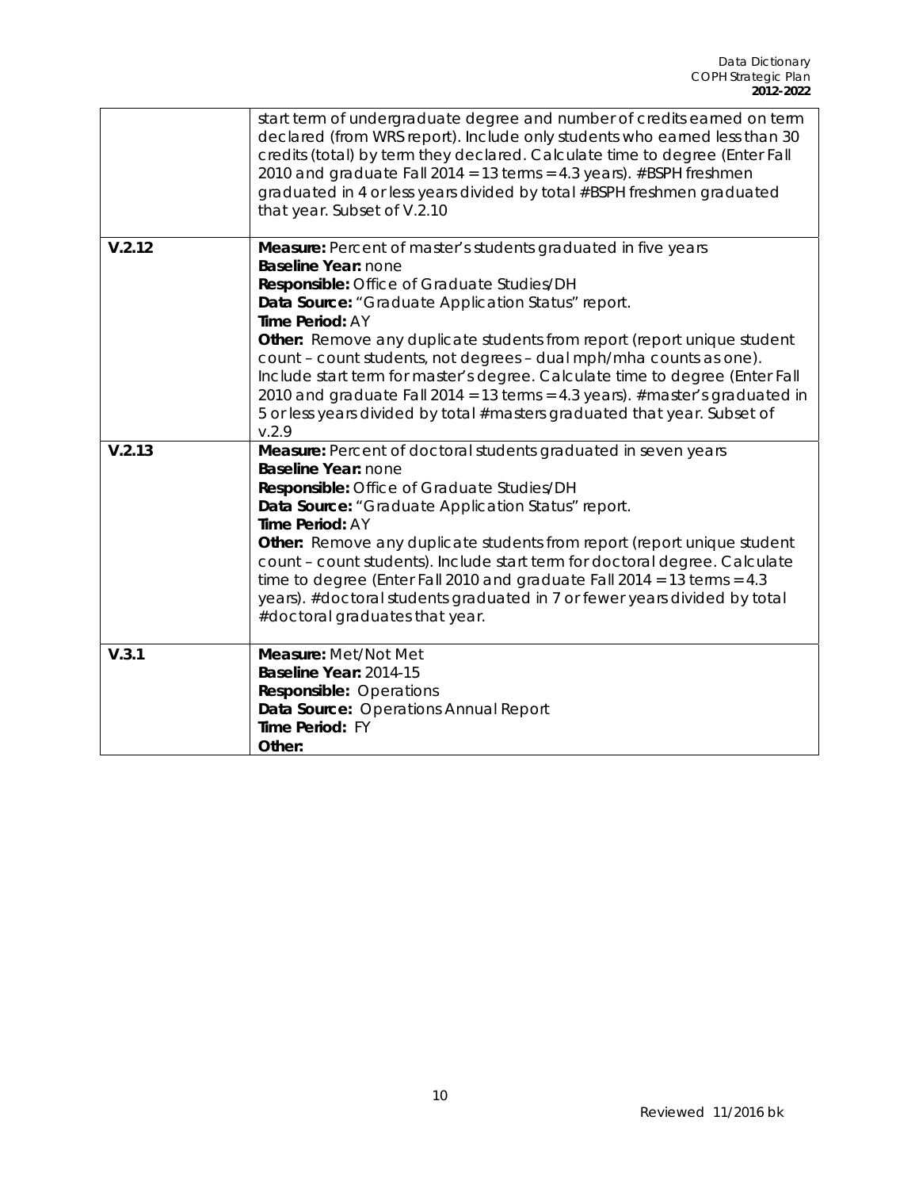| | |
|---|---|
| | start term of undergraduate degree and number of credits earned on term declared (from WRS report). Include only students who earned less than 30 credits (total) by term they declared. Calculate time to degree (Enter Fall 2010 and graduate Fall 2014 = 13 terms = 4.3 years). #BSPH freshmen graduated in 4 or less years divided by total #BSPH freshmen graduated that year. Subset of V.2.10 |
| **V.2.12** | **Measure:** Percent of master's students graduated in five years<br>**Baseline Year:** none<br>**Responsible:** Office of Graduate Studies/DH<br>**Data Source:** "Graduate Application Status" report.<br>**Time Period:** AY<br>**Other:** Remove any duplicate students from report (report unique student count – count students, not degrees – dual mph/mha counts as one). Include start term for master's degree. Calculate time to degree (Enter Fall 2010 and graduate Fall 2014 = 13 terms = 4.3 years). #master's graduated in 5 or less years divided by total #masters graduated that year. Subset of v.2.9 |
| **V.2.13** | **Measure:** Percent of doctoral students graduated in seven years<br>**Baseline Year:** none<br>**Responsible:** Office of Graduate Studies/DH<br>**Data Source:** "Graduate Application Status" report.<br>**Time Period:** AY<br>**Other:** Remove any duplicate students from report (report unique student count – count students). Include start term for doctoral degree. Calculate time to degree (Enter Fall 2010 and graduate Fall 2014 = 13 terms = 4.3 years). #doctoral students graduated in 7 or fewer years divided by total #doctoral graduates that year. |
| **V.3.1** | **Measure:** Met/Not Met<br>**Baseline Year:** 2014-15<br>**Responsible:** Operations<br>**Data Source:** Operations Annual Report<br>**Time Period:** FY<br>**Other:** |

Reviewed 11/2016 bk